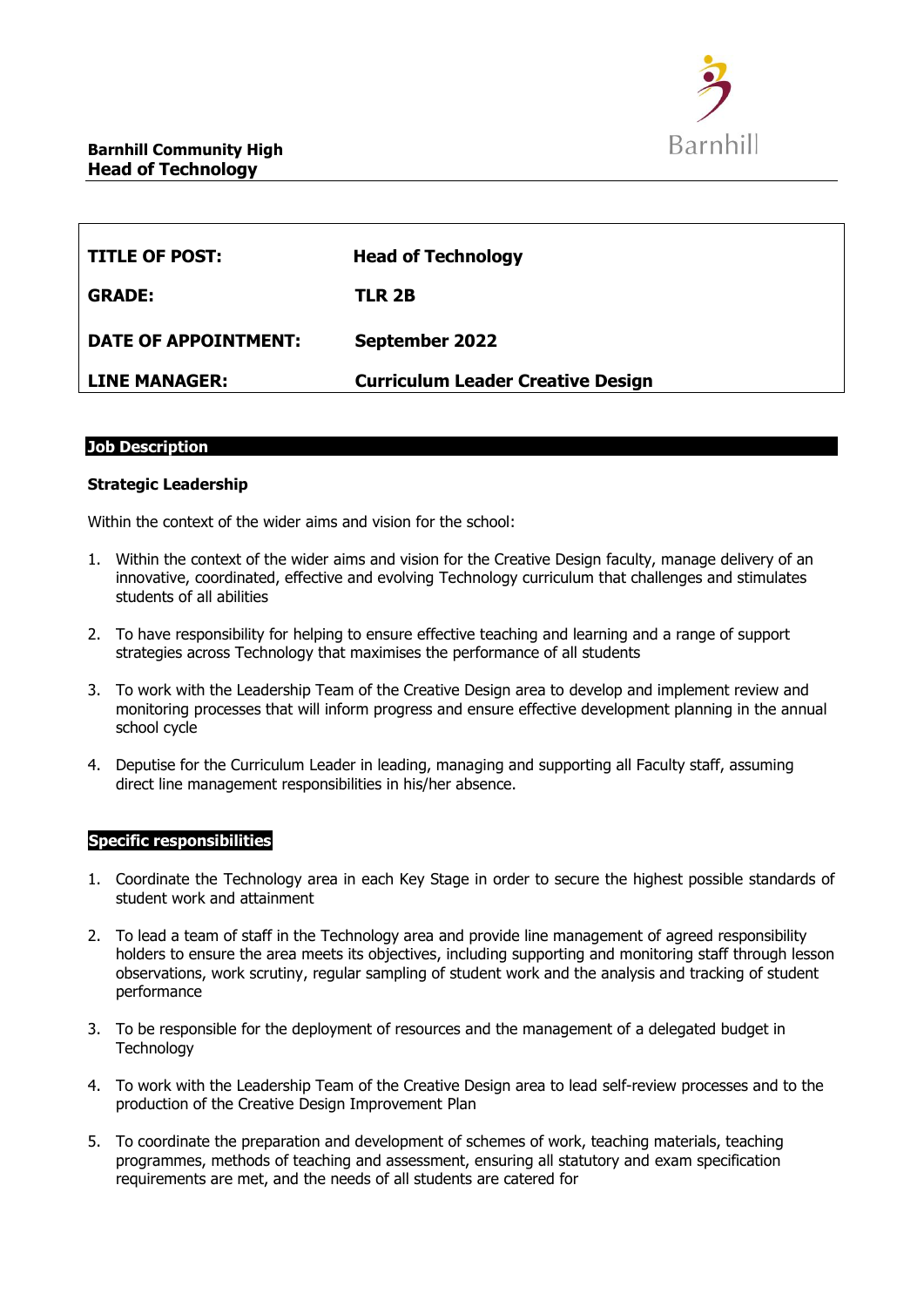**Barnhill Community High**
**Head of Technology**

| | |
|---|---|
| **TITLE OF POST:** | **Head of Technology** |
| **GRADE:** | **TLR 2B** |
| **DATE OF APPOINTMENT:** | **September 2022** |
| **LINE MANAGER:** | **Curriculum Leader Creative Design** |

## Job Description

### Strategic Leadership

Within the context of the wider aims and vision for the school:

1. Within the context of the wider aims and vision for the Creative Design faculty, manage delivery of an innovative, coordinated, effective and evolving Technology curriculum that challenges and stimulates students of all abilities
2. To have responsibility for helping to ensure effective teaching and learning and a range of support strategies across Technology that maximises the performance of all students
3. To work with the Leadership Team of the Creative Design area to develop and implement review and monitoring processes that will inform progress and ensure effective development planning in the annual school cycle
4. Deputise for the Curriculum Leader in leading, managing and supporting all Faculty staff, assuming direct line management responsibilities in his/her absence.

### Specific responsibilities

1. Coordinate the Technology area in each Key Stage in order to secure the highest possible standards of student work and attainment
2. To lead a team of staff in the Technology area and provide line management of agreed responsibility holders to ensure the area meets its objectives, including supporting and monitoring staff through lesson observations, work scrutiny, regular sampling of student work and the analysis and tracking of student performance
3. To be responsible for the deployment of resources and the management of a delegated budget in Technology
4. To work with the Leadership Team of the Creative Design area to lead self-review processes and to the production of the Creative Design Improvement Plan
5. To coordinate the preparation and development of schemes of work, teaching materials, teaching programmes, methods of teaching and assessment, ensuring all statutory and exam specification requirements are met, and the needs of all students are catered for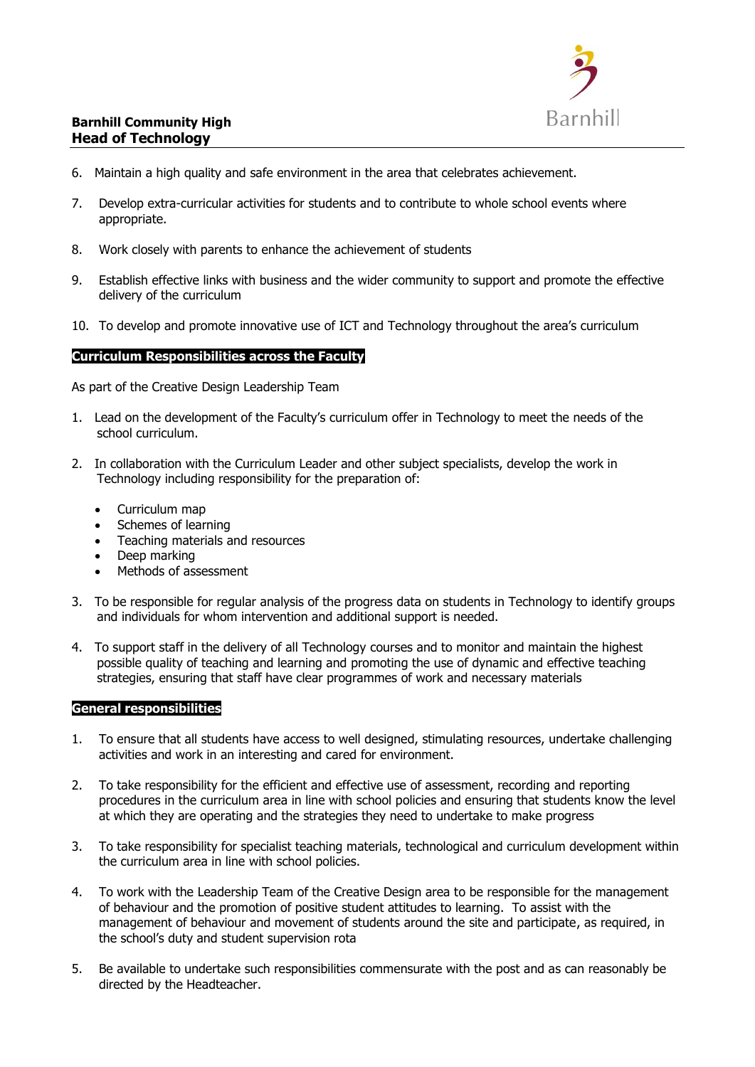6. Maintain a high quality and safe environment in the area that celebrates achievement.

7. Develop extra-curricular activities for students and to contribute to whole school events where appropriate.

8. Work closely with parents to enhance the achievement of students

9. Establish effective links with business and the wider community to support and promote the effective delivery of the curriculum

10. To develop and promote innovative use of ICT and Technology throughout the area's curriculum

**Curriculum Responsibilities across the Faculty**

As part of the Creative Design Leadership Team

1. Lead on the development of the Faculty's curriculum offer in Technology to meet the needs of the school curriculum.

2. In collaboration with the Curriculum Leader and other subject specialists, develop the work in Technology including responsibility for the preparation of:

   - Curriculum map
   - Schemes of learning
   - Teaching materials and resources
   - Deep marking
   - Methods of assessment

3. To be responsible for regular analysis of the progress data on students in Technology to identify groups and individuals for whom intervention and additional support is needed.

4. To support staff in the delivery of all Technology courses and to monitor and maintain the highest possible quality of teaching and learning and promoting the use of dynamic and effective teaching strategies, ensuring that staff have clear programmes of work and necessary materials

**General responsibilities**

1. To ensure that all students have access to well designed, stimulating resources, undertake challenging activities and work in an interesting and cared for environment.

2. To take responsibility for the efficient and effective use of assessment, recording and reporting procedures in the curriculum area in line with school policies and ensuring that students know the level at which they are operating and the strategies they need to undertake to make progress

3. To take responsibility for specialist teaching materials, technological and curriculum development within the curriculum area in line with school policies.

4. To work with the Leadership Team of the Creative Design area to be responsible for the management of behaviour and the promotion of positive student attitudes to learning. To assist with the management of behaviour and movement of students around the site and participate, as required, in the school's duty and student supervision rota

5. Be available to undertake such responsibilities commensurate with the post and as can reasonably be directed by the Headteacher.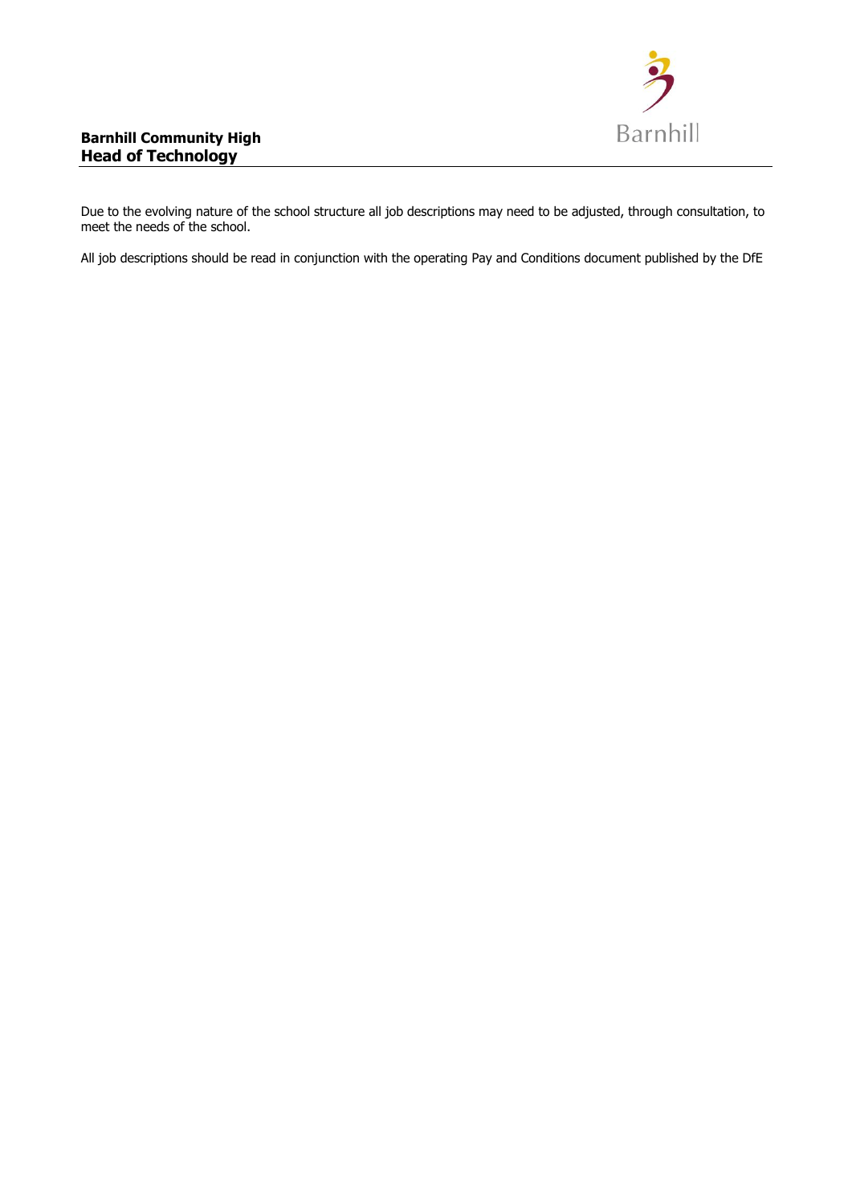**Barnhill Community High**
**Head of Technology**

Due to the evolving nature of the school structure all job descriptions may need to be adjusted, through consultation, to meet the needs of the school.

All job descriptions should be read in conjunction with the operating Pay and Conditions document published by the DfE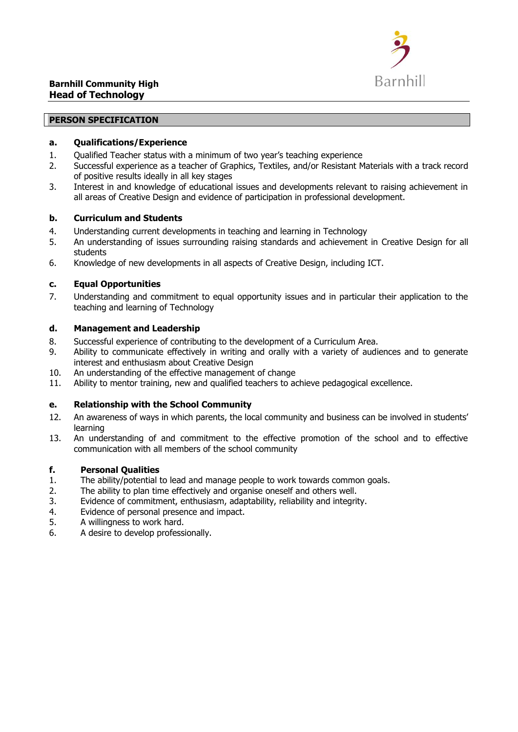**Barnhill Community High**
**Head of Technology**

## PERSON SPECIFICATION

### a. Qualifications/Experience

1. Qualified Teacher status with a minimum of two year's teaching experience
2. Successful experience as a teacher of Graphics, Textiles, and/or Resistant Materials with a track record of positive results ideally in all key stages
3. Interest in and knowledge of educational issues and developments relevant to raising achievement in all areas of Creative Design and evidence of participation in professional development.

### b. Curriculum and Students

4. Understanding current developments in teaching and learning in Technology
5. An understanding of issues surrounding raising standards and achievement in Creative Design for all students
6. Knowledge of new developments in all aspects of Creative Design, including ICT.

### c. Equal Opportunities

7. Understanding and commitment to equal opportunity issues and in particular their application to the teaching and learning of Technology

### d. Management and Leadership

8. Successful experience of contributing to the development of a Curriculum Area.
9. Ability to communicate effectively in writing and orally with a variety of audiences and to generate interest and enthusiasm about Creative Design
10. An understanding of the effective management of change
11. Ability to mentor training, new and qualified teachers to achieve pedagogical excellence.

### e. Relationship with the School Community

12. An awareness of ways in which parents, the local community and business can be involved in students' learning
13. An understanding of and commitment to the effective promotion of the school and to effective communication with all members of the school community

### f. Personal Qualities

1. The ability/potential to lead and manage people to work towards common goals.
2. The ability to plan time effectively and organise oneself and others well.
3. Evidence of commitment, enthusiasm, adaptability, reliability and integrity.
4. Evidence of personal presence and impact.
5. A willingness to work hard.
6. A desire to develop professionally.